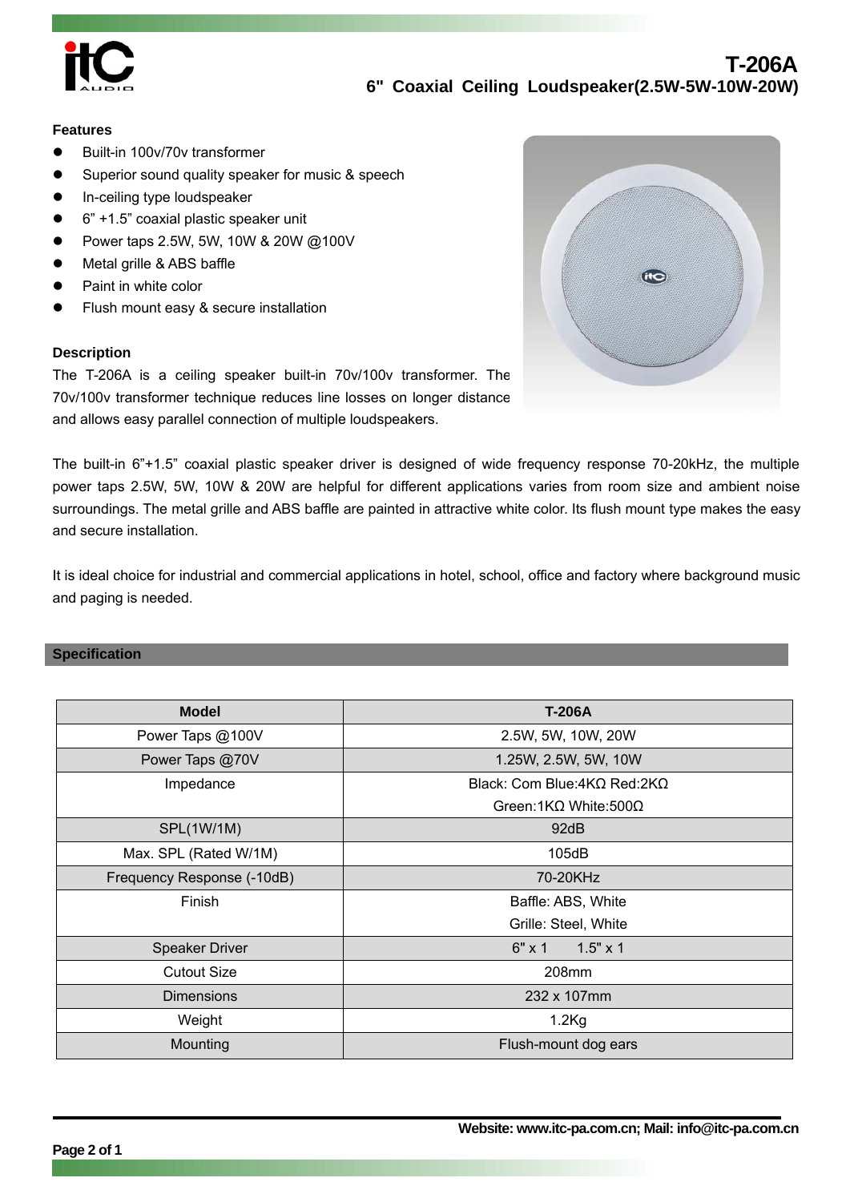# T-206A

## 6" Coaxial Ceiling Loudspeaker(2.5W-5W-10W-20W)

### Features

- Built-in 100v/70v transformer
- Superior sound quality speaker for music & speech
- In-ceiling type loudspeaker
- 6" +1.5" coaxial plastic speaker unit
- Power taps 2.5W, 5W, 10W & 20W @100V
- Metal grille & ABS baffle
- Paint in white color
- Flush mount easy & secure installation

### Description

The T-206A is a ceiling speaker built-in 70v/100v transformer. The 70v/100v transformer technique reduces line losses on longer distance and allows easy parallel connection of multiple loudspeakers.

The built-in 6"+1.5" coaxial plastic speaker driver is designed of wide frequency response 70-20kHz, the multiple power taps 2.5W, 5W, 10W & 20W are helpful for different applications varies from room size and ambient noise surroundings. The metal grille and ABS baffle are painted in attractive white color. Its flush mount type makes the easy and secure installation.

It is ideal choice for industrial and commercial applications in hotel, school, office and factory where background music and paging is needed.

### Specification

| Model | T-206A |
|---|---|
| Power Taps @100V | 2.5W, 5W, 10W, 20W |
| Power Taps @70V | 1.25W, 2.5W, 5W, 10W |
| Impedance | Black: Com Blue:4KΩ Red:2KΩ<br>Green:1KΩ White:500Ω |
| SPL(1W/1M) | 92dB |
| Max. SPL (Rated W/1M) | 105dB |
| Frequency Response (-10dB) | 70-20KHz |
| Finish | Baffle: ABS, White<br>Grille: Steel, White |
| Speaker Driver | 6" x 1 1.5" x 1 |
| Cutout Size | 208mm |
| Dimensions | 232 x 107mm |
| Weight | 1.2Kg |
| Mounting | Flush-mount dog ears |

Website: www.itc-pa.com.cn; Mail: info@itc-pa.com.cn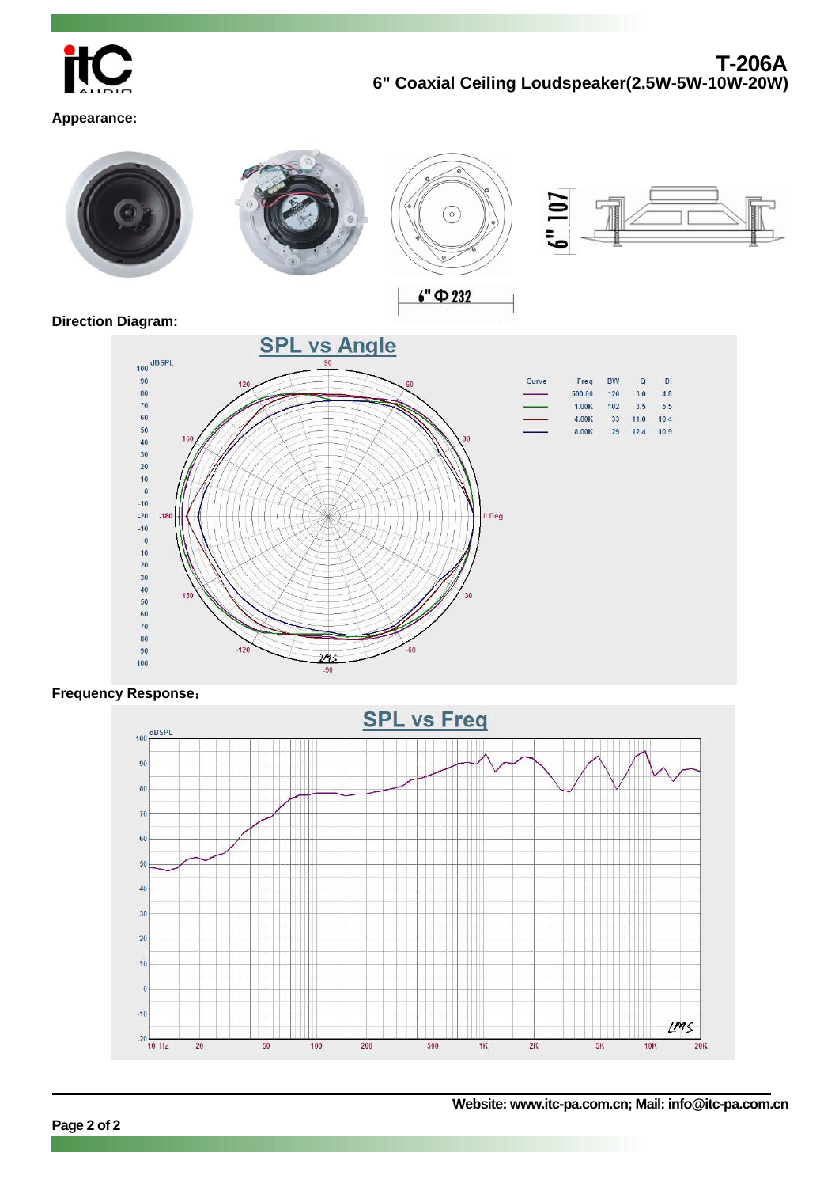# T-206A

## 6" Coaxial Ceiling Loudspeaker(2.5W-5W-10W-20W)

**Appearance:**

6" 107

6" Φ 232

**Direction Diagram:**

SPL vs Angle

dBSPL

| Curve | Freq | BW | Q | DI |
|---|---|---|---|---|
| | 500.00 | 120 | 3.0 | 4.8 |
| | 1.00K | 102 | 3.5 | 5.5 |
| | 4.00K | 33 | 11.0 | 10.4 |
| | 8.00K | 29 | 12.4 | 10.9 |

**Frequency Response**：

SPL vs Freq

dBSPL

10 Hz 20 50 100 200 500 1K 2K 5K 10K 20K

Website: www.itc-pa.com.cn; Mail: info@itc-pa.com.cn